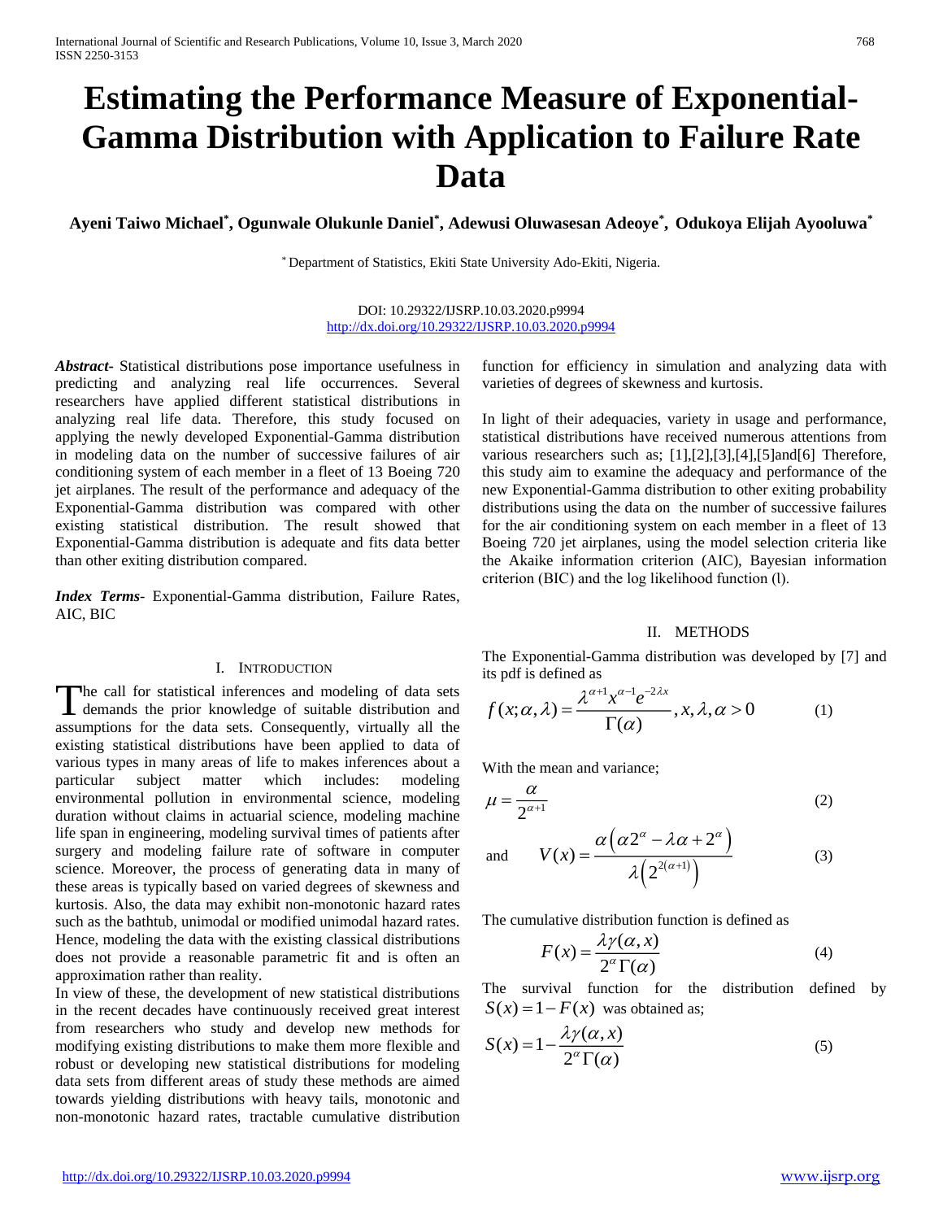# Estimating the Performance Measure of Exponential-Gamma Distribution with Application to Failure Rate Data

**Ayeni Taiwo Michael*, Ogunwale Olukunle Daniel*, Adewusi Oluwasesan Adeoye*, Odukoya Elijah Ayooluwa***

* Department of Statistics, Ekiti State University Ado-Ekiti, Nigeria.

DOI: 10.29322/IJSRP.10.03.2020.p9994
http://dx.doi.org/10.29322/IJSRP.10.03.2020.p9994

***Abstract***- Statistical distributions pose importance usefulness in predicting and analyzing real life occurrences. Several researchers have applied different statistical distributions in analyzing real life data. Therefore, this study focused on applying the newly developed Exponential-Gamma distribution in modeling data on the number of successive failures of air conditioning system of each member in a fleet of 13 Boeing 720 jet airplanes. The result of the performance and adequacy of the Exponential-Gamma distribution was compared with other existing statistical distribution. The result showed that Exponential-Gamma distribution is adequate and fits data better than other exiting distribution compared.

***Index Terms***- Exponential-Gamma distribution, Failure Rates, AIC, BIC

## I. Introduction

The call for statistical inferences and modeling of data sets demands the prior knowledge of suitable distribution and assumptions for the data sets. Consequently, virtually all the existing statistical distributions have been applied to data of various types in many areas of life to makes inferences about a particular subject matter which includes: modeling environmental pollution in environmental science, modeling duration without claims in actuarial science, modeling machine life span in engineering, modeling survival times of patients after surgery and modeling failure rate of software in computer science. Moreover, the process of generating data in many of these areas is typically based on varied degrees of skewness and kurtosis. Also, the data may exhibit non-monotonic hazard rates such as the bathtub, unimodal or modified unimodal hazard rates. Hence, modeling the data with the existing classical distributions does not provide a reasonable parametric fit and is often an approximation rather than reality.

In view of these, the development of new statistical distributions in the recent decades have continuously received great interest from researchers who study and develop new methods for modifying existing distributions to make them more flexible and robust or developing new statistical distributions for modeling data sets from different areas of study these methods are aimed towards yielding distributions with heavy tails, monotonic and non-monotonic hazard rates, tractable cumulative distribution function for efficiency in simulation and analyzing data with varieties of degrees of skewness and kurtosis.

In light of their adequacies, variety in usage and performance, statistical distributions have received numerous attentions from various researchers such as; [1],[2],[3],[4],[5]and[6] Therefore, this study aim to examine the adequacy and performance of the new Exponential-Gamma distribution to other exiting probability distributions using the data on the number of successive failures for the air conditioning system on each member in a fleet of 13 Boeing 720 jet airplanes, using the model selection criteria like the Akaike information criterion (AIC), Bayesian information criterion (BIC) and the log likelihood function (l).

## II. Methods

The Exponential-Gamma distribution was developed by [7] and its pdf is defined as

$$f(x;\alpha,\lambda)=\frac{\lambda^{\alpha+1}x^{\alpha-1}e^{-2\lambda x}}{\Gamma(\alpha)}, x,\lambda,\alpha>0 \qquad (1)$$

With the mean and variance;

$$\mu=\frac{\alpha}{2^{\alpha+1}} \qquad (2)$$

and

$$V(x)=\frac{\alpha\left(\alpha 2^{\alpha}-\lambda\alpha+2^{\alpha}\right)}{\lambda\left(2^{2(\alpha+1)}\right)} \qquad (3)$$

The cumulative distribution function is defined as

$$F(x)=\frac{\lambda\gamma(\alpha,x)}{2^{\alpha}\Gamma(\alpha)} \qquad (4)$$

The survival function for the distribution defined by $S(x)=1-F(x)$ was obtained as;

$$S(x)=1-\frac{\lambda\gamma(\alpha,x)}{2^{\alpha}\Gamma(\alpha)} \qquad (5)$$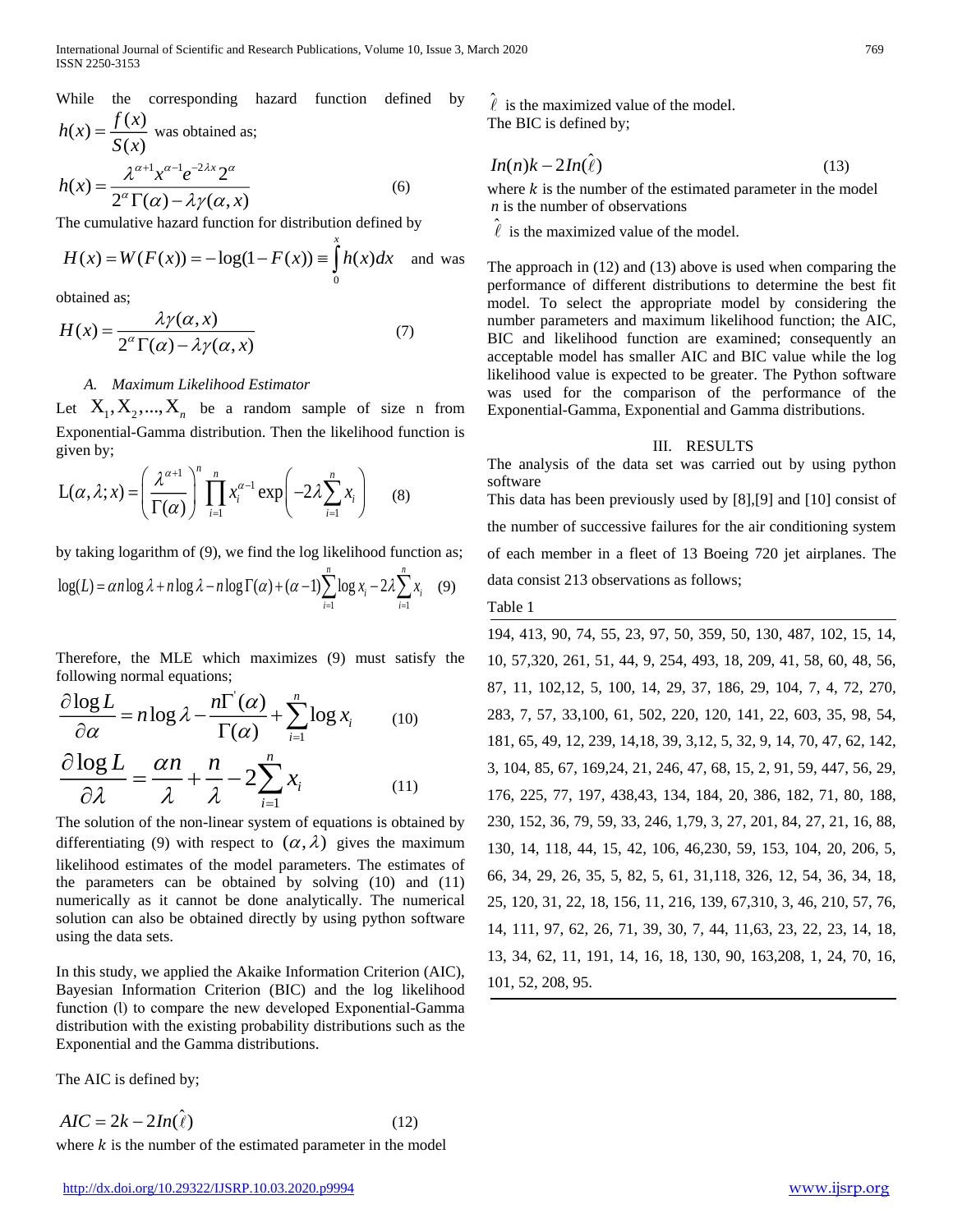While the corresponding hazard function defined by $h(x) = \dfrac{f(x)}{S(x)}$ was obtained as;

$$h(x) = \frac{\lambda^{\alpha+1} x^{\alpha-1} e^{-2\lambda x} 2^{\alpha}}{2^{\alpha}\Gamma(\alpha) - \lambda\gamma(\alpha, x)} \tag{6}$$

The cumulative hazard function for distribution defined by

$H(x) = W(F(x)) = -\log(1 - F(x)) \equiv \int_0^x h(x)dx$ and was obtained as;

$$H(x) = \frac{\lambda\gamma(\alpha, x)}{2^{\alpha}\Gamma(\alpha) - \lambda\gamma(\alpha, x)} \tag{7}$$

### *A. Maximum Likelihood Estimator*

Let $X_1, X_2, ..., X_n$ be a random sample of size n from Exponential-Gamma distribution. Then the likelihood function is given by;

$$L(\alpha, \lambda; x) = \left(\frac{\lambda^{\alpha+1}}{\Gamma(\alpha)}\right)^n \prod_{i=1}^{n} x_i^{\alpha-1} \exp\left(-2\lambda\sum_{i=1}^{n} x_i\right) \tag{8}$$

by taking logarithm of (9), we find the log likelihood function as;

$$\log(L) = \alpha n \log\lambda + n\log\lambda - n\log\Gamma(\alpha) + (\alpha-1)\sum_{i=1}^{n}\log x_i - 2\lambda\sum_{i=1}^{n} x_i \tag{9}$$

Therefore, the MLE which maximizes (9) must satisfy the following normal equations;

$$\frac{\partial \log L}{\partial \alpha} = n\log\lambda - \frac{n\Gamma'(\alpha)}{\Gamma(\alpha)} + \sum_{i=1}^{n}\log x_i \tag{10}$$

$$\frac{\partial \log L}{\partial \lambda} = \frac{\alpha n}{\lambda} + \frac{n}{\lambda} - 2\sum_{i=1}^{n} x_i \tag{11}$$

The solution of the non-linear system of equations is obtained by differentiating (9) with respect to $(\alpha, \lambda)$ gives the maximum likelihood estimates of the model parameters. The estimates of the parameters can be obtained by solving (10) and (11) numerically as it cannot be done analytically. The numerical solution can also be obtained directly by using python software using the data sets.

In this study, we applied the Akaike Information Criterion (AIC), Bayesian Information Criterion (BIC) and the log likelihood function (l) to compare the new developed Exponential-Gamma distribution with the existing probability distributions such as the Exponential and the Gamma distributions.

The AIC is defined by;

$$AIC = 2k - 2In(\hat{\ell}) \tag{12}$$

where $k$ is the number of the estimated parameter in the model

$\hat{\ell}$ is the maximized value of the model.

The BIC is defined by;

$$In(n)k - 2In(\hat{\ell}) \tag{13}$$

where $k$ is the number of the estimated parameter in the model
$n$ is the number of observations

$\hat{\ell}$ is the maximized value of the model.

The approach in (12) and (13) above is used when comparing the performance of different distributions to determine the best fit model. To select the appropriate model by considering the number parameters and maximum likelihood function; the AIC, BIC and likelihood function are examined; consequently an acceptable model has smaller AIC and BIC value while the log likelihood value is expected to be greater. The Python software was used for the comparison of the performance of the Exponential-Gamma, Exponential and Gamma distributions.

## III. RESULTS

The analysis of the data set was carried out by using python software

This data has been previously used by [8],[9] and [10] consist of the number of successive failures for the air conditioning system of each member in a fleet of 13 Boeing 720 jet airplanes. The data consist 213 observations as follows;

Table 1

194, 413, 90, 74, 55, 23, 97, 50, 359, 50, 130, 487, 102, 15, 14, 10, 57,320, 261, 51, 44, 9, 254, 493, 18, 209, 41, 58, 60, 48, 56, 87, 11, 102,12, 5, 100, 14, 29, 37, 186, 29, 104, 7, 4, 72, 270, 283, 7, 57, 33,100, 61, 502, 220, 120, 141, 22, 603, 35, 98, 54, 181, 65, 49, 12, 239, 14,18, 39, 3,12, 5, 32, 9, 14, 70, 47, 62, 142, 3, 104, 85, 67, 169,24, 21, 246, 47, 68, 15, 2, 91, 59, 447, 56, 29, 176, 225, 77, 197, 438,43, 134, 184, 20, 386, 182, 71, 80, 188, 230, 152, 36, 79, 59, 33, 246, 1,79, 3, 27, 201, 84, 27, 21, 16, 88, 130, 14, 118, 44, 15, 42, 106, 46,230, 59, 153, 104, 20, 206, 5, 66, 34, 29, 26, 35, 5, 82, 5, 61, 31,118, 326, 12, 54, 36, 34, 18, 25, 120, 31, 22, 18, 156, 11, 216, 139, 67,310, 3, 46, 210, 57, 76, 14, 111, 97, 62, 26, 71, 39, 30, 7, 44, 11,63, 23, 22, 23, 14, 18, 13, 34, 62, 11, 191, 14, 16, 18, 130, 90, 163,208, 1, 24, 70, 16, 101, 52, 208, 95.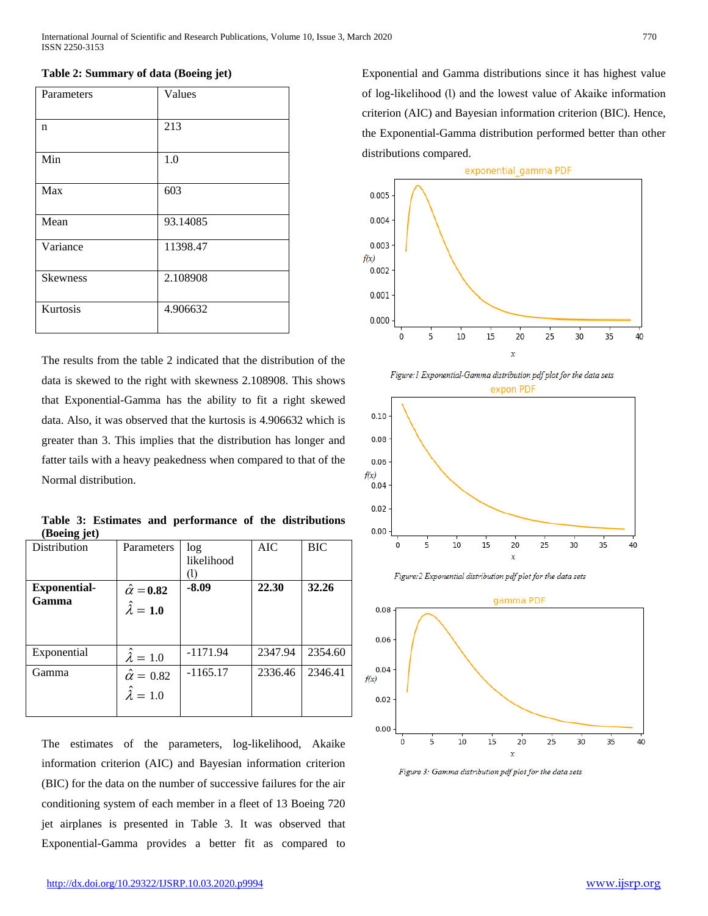**Table 2: Summary of data (Boeing jet)**

| Parameters | Values |
|---|---|
| n | 213 |
| Min | 1.0 |
| Max | 603 |
| Mean | 93.14085 |
| Variance | 11398.47 |
| Skewness | 2.108908 |
| Kurtosis | 4.906632 |

The results from the table 2 indicated that the distribution of the data is skewed to the right with skewness 2.108908. This shows that Exponential-Gamma has the ability to fit a right skewed data. Also, it was observed that the kurtosis is 4.906632 which is greater than 3. This implies that the distribution has longer and fatter tails with a heavy peakedness when compared to that of the Normal distribution.

**Table 3: Estimates and performance of the distributions (Boeing jet)**

| Distribution | Parameters | log likelihood (l) | AIC | BIC |
|---|---|---|---|---|
| **Exponential-Gamma** | $\hat{\alpha} = \mathbf{0.82}$ <br> $\hat{\lambda} = \mathbf{1.0}$ | **-8.09** | **22.30** | **32.26** |
| Exponential | $\hat{\lambda} = 1.0$ | -1171.94 | 2347.94 | 2354.60 |
| Gamma | $\hat{\alpha} = 0.82$ <br> $\hat{\lambda} = 1.0$ | -1165.17 | 2336.46 | 2346.41 |

The estimates of the parameters, log-likelihood, Akaike information criterion (AIC) and Bayesian information criterion (BIC) for the data on the number of successive failures for the air conditioning system of each member in a fleet of 13 Boeing 720 jet airplanes is presented in Table 3. It was observed that Exponential-Gamma provides a better fit as compared to Exponential and Gamma distributions since it has highest value of log-likelihood (l) and the lowest value of Akaike information criterion (AIC) and Bayesian information criterion (BIC). Hence, the Exponential-Gamma distribution performed better than other distributions compared.

*Figure:1 Exponential-Gamma distribution pdf plot for the data sets*

*Figure:2 Exponential distribution pdf plot for the data sets*

*Figure 3: Gamma distribution pdf plot for the data sets*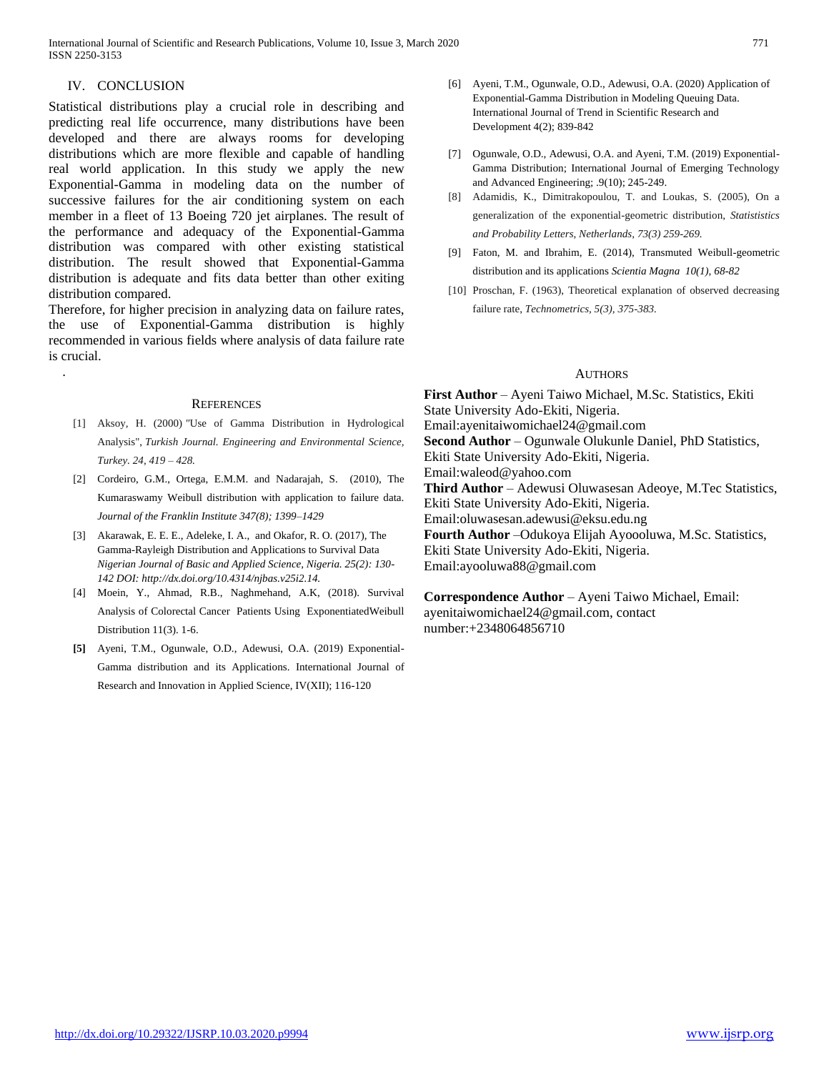## IV. CONCLUSION

Statistical distributions play a crucial role in describing and predicting real life occurrence, many distributions have been developed and there are always rooms for developing distributions which are more flexible and capable of handling real world application. In this study we apply the new Exponential-Gamma in modeling data on the number of successive failures for the air conditioning system on each member in a fleet of 13 Boeing 720 jet airplanes. The result of the performance and adequacy of the Exponential-Gamma distribution was compared with other existing statistical distribution. The result showed that Exponential-Gamma distribution is adequate and fits data better than other exiting distribution compared.

Therefore, for higher precision in analyzing data on failure rates, the use of Exponential-Gamma distribution is highly recommended in various fields where analysis of data failure rate is crucial.

.

## REFERENCES

[1] Aksoy, H. (2000) "Use of Gamma Distribution in Hydrological Analysis", *Turkish Journal. Engineering and Environmental Science, Turkey. 24, 419 – 428.*

[2] Cordeiro, G.M., Ortega, E.M.M. and Nadarajah, S. (2010), The Kumaraswamy Weibull distribution with application to failure data. *Journal of the Franklin Institute 347(8); 1399–1429*

[3] Akarawak, E. E. E., Adeleke, I. A., and Okafor, R. O. (2017), The Gamma-Rayleigh Distribution and Applications to Survival Data *Nigerian Journal of Basic and Applied Science, Nigeria. 25(2): 130-142 DOI: http://dx.doi.org/10.4314/njbas.v25i2.14.*

[4] Moein, Y., Ahmad, R.B., Naghmehand, A.K, (2018). Survival Analysis of Colorectal Cancer Patients Using ExponentiatedWeibull Distribution 11(3). 1-6.

**[5]** Ayeni, T.M., Ogunwale, O.D., Adewusi, O.A. (2019) Exponential-Gamma distribution and its Applications. International Journal of Research and Innovation in Applied Science, IV(XII); 116-120

[6] Ayeni, T.M., Ogunwale, O.D., Adewusi, O.A. (2020) Application of Exponential-Gamma Distribution in Modeling Queuing Data. International Journal of Trend in Scientific Research and Development 4(2); 839-842

[7] Ogunwale, O.D., Adewusi, O.A. and Ayeni, T.M. (2019) Exponential-Gamma Distribution; International Journal of Emerging Technology and Advanced Engineering; .9(10); 245-249.

[8] Adamidis, K., Dimitrakopoulou, T. and Loukas, S. (2005), On a generalization of the exponential-geometric distribution, *Statistics and Probability Letters, Netherlands, 73(3) 259-269.*

[9] Faton, M. and Ibrahim, E. (2014), Transmuted Weibull-geometric distribution and its applications *Scientia Magna 10(1), 68-82*

[10] Proschan, F. (1963), Theoretical explanation of observed decreasing failure rate, *Technometrics, 5(3), 375-383.*

## AUTHORS

**First Author** – Ayeni Taiwo Michael, M.Sc. Statistics, Ekiti State University Ado-Ekiti, Nigeria. Email:ayenitaiwomichael24@gmail.com

**Second Author** – Ogunwale Olukunle Daniel, PhD Statistics, Ekiti State University Ado-Ekiti, Nigeria. Email:waleod@yahoo.com

**Third Author** – Adewusi Oluwasesan Adeoye, M.Tec Statistics, Ekiti State University Ado-Ekiti, Nigeria. Email:oluwasesan.adewusi@eksu.edu.ng

**Fourth Author** –Odukoya Elijah Ayoooluwa, M.Sc. Statistics, Ekiti State University Ado-Ekiti, Nigeria. Email:ayooluwa88@gmail.com

**Correspondence Author** – Ayeni Taiwo Michael, Email: ayenitaiwomichael24@gmail.com, contact number:+2348064856710